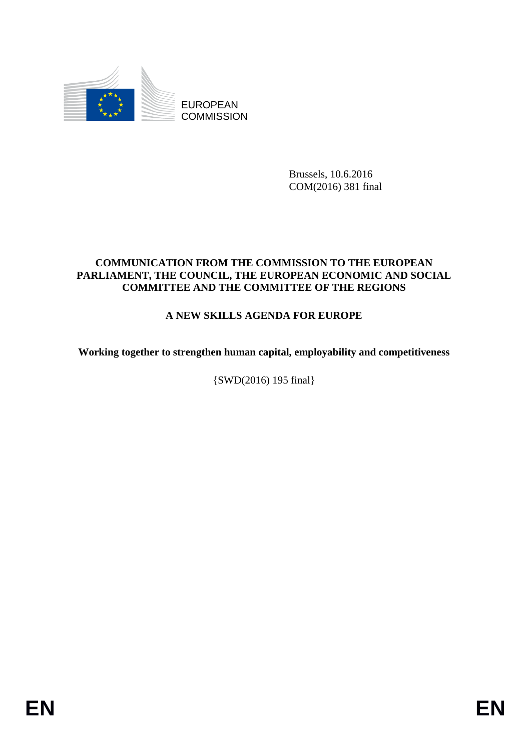EUROPEAN
COMMISSION

Brussels, 10.6.2016
COM(2016) 381 final

**COMMUNICATION FROM THE COMMISSION TO THE EUROPEAN PARLIAMENT, THE COUNCIL, THE EUROPEAN ECONOMIC AND SOCIAL COMMITTEE AND THE COMMITTEE OF THE REGIONS**

# A NEW SKILLS AGENDA FOR EUROPE

## Working together to strengthen human capital, employability and competitiveness

{SWD(2016) 195 final}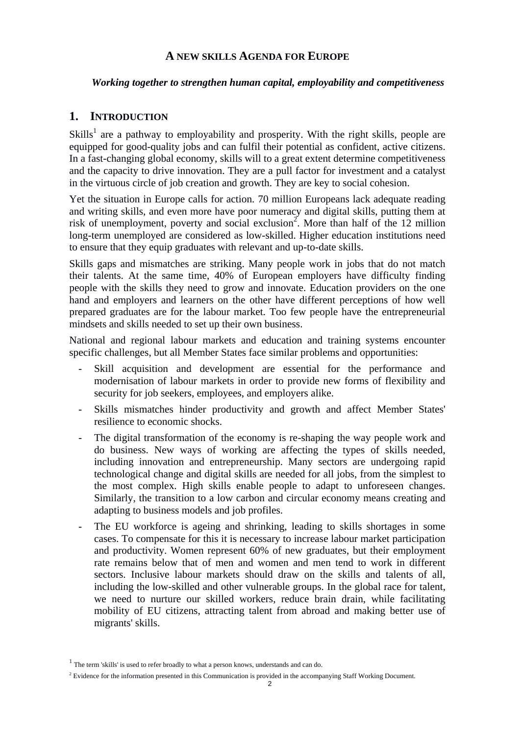# A NEW SKILLS AGENDA FOR EUROPE

***Working together to strengthen human capital, employability and competitiveness***

## 1. INTRODUCTION

Skills[1] are a pathway to employability and prosperity. With the right skills, people are equipped for good-quality jobs and can fulfil their potential as confident, active citizens. In a fast-changing global economy, skills will to a great extent determine competitiveness and the capacity to drive innovation. They are a pull factor for investment and a catalyst in the virtuous circle of job creation and growth. They are key to social cohesion.

Yet the situation in Europe calls for action. 70 million Europeans lack adequate reading and writing skills, and even more have poor numeracy and digital skills, putting them at risk of unemployment, poverty and social exclusion[2]. More than half of the 12 million long-term unemployed are considered as low-skilled. Higher education institutions need to ensure that they equip graduates with relevant and up-to-date skills.

Skills gaps and mismatches are striking. Many people work in jobs that do not match their talents. At the same time, 40% of European employers have difficulty finding people with the skills they need to grow and innovate. Education providers on the one hand and employers and learners on the other have different perceptions of how well prepared graduates are for the labour market. Too few people have the entrepreneurial mindsets and skills needed to set up their own business.

National and regional labour markets and education and training systems encounter specific challenges, but all Member States face similar problems and opportunities:

- Skill acquisition and development are essential for the performance and modernisation of labour markets in order to provide new forms of flexibility and security for job seekers, employees, and employers alike.
- Skills mismatches hinder productivity and growth and affect Member States' resilience to economic shocks.
- The digital transformation of the economy is re-shaping the way people work and do business. New ways of working are affecting the types of skills needed, including innovation and entrepreneurship. Many sectors are undergoing rapid technological change and digital skills are needed for all jobs, from the simplest to the most complex. High skills enable people to adapt to unforeseen changes. Similarly, the transition to a low carbon and circular economy means creating and adapting to business models and job profiles.
- The EU workforce is ageing and shrinking, leading to skills shortages in some cases. To compensate for this it is necessary to increase labour market participation and productivity. Women represent 60% of new graduates, but their employment rate remains below that of men and women and men tend to work in different sectors. Inclusive labour markets should draw on the skills and talents of all, including the low-skilled and other vulnerable groups. In the global race for talent, we need to nurture our skilled workers, reduce brain drain, while facilitating mobility of EU citizens, attracting talent from abroad and making better use of migrants' skills.

[1] The term 'skills' is used to refer broadly to what a person knows, understands and can do.

[2] Evidence for the information presented in this Communication is provided in the accompanying Staff Working Document.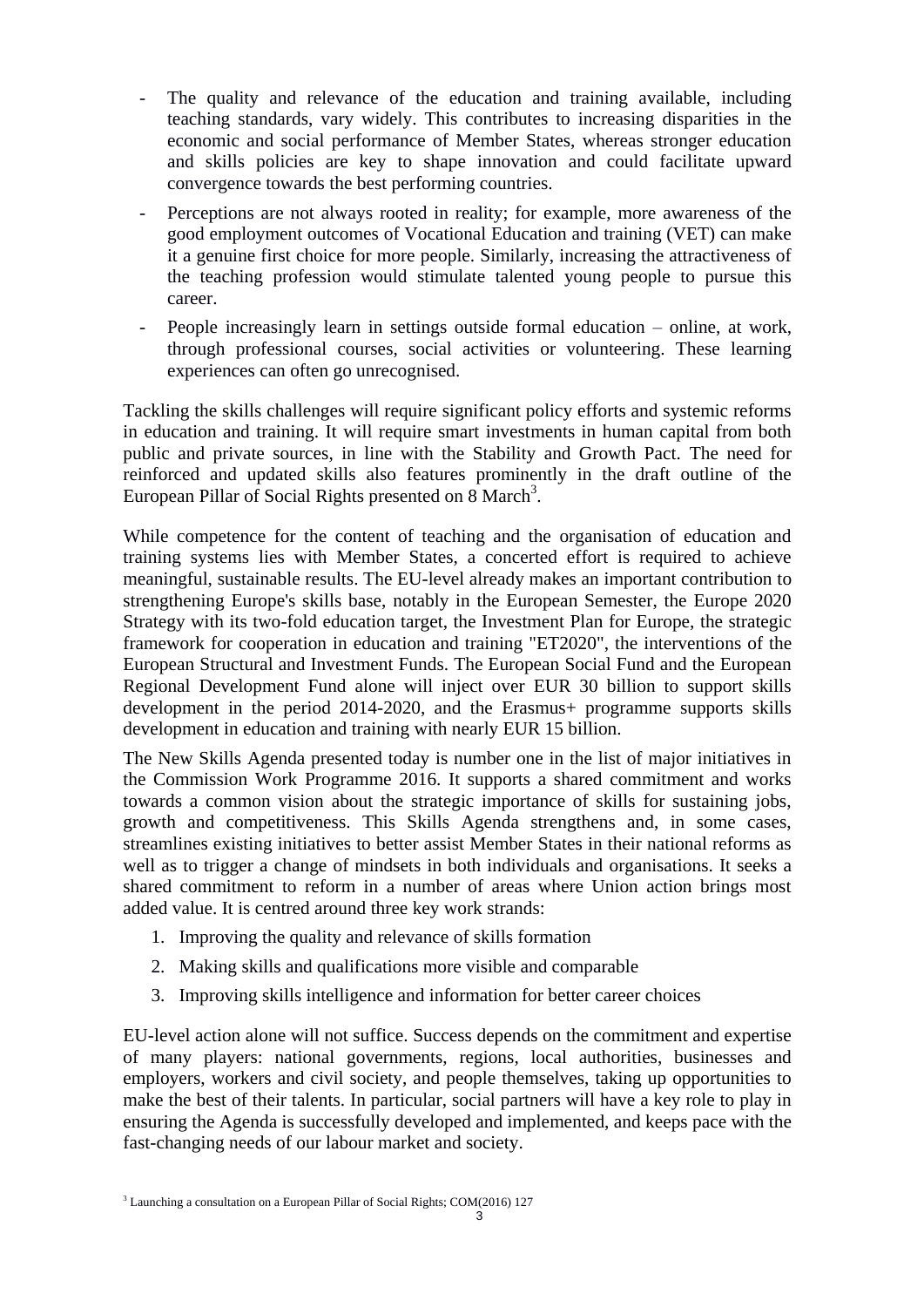- The quality and relevance of the education and training available, including teaching standards, vary widely. This contributes to increasing disparities in the economic and social performance of Member States, whereas stronger education and skills policies are key to shape innovation and could facilitate upward convergence towards the best performing countries.
- Perceptions are not always rooted in reality; for example, more awareness of the good employment outcomes of Vocational Education and training (VET) can make it a genuine first choice for more people. Similarly, increasing the attractiveness of the teaching profession would stimulate talented young people to pursue this career.
- People increasingly learn in settings outside formal education – online, at work, through professional courses, social activities or volunteering. These learning experiences can often go unrecognised.

Tackling the skills challenges will require significant policy efforts and systemic reforms in education and training. It will require smart investments in human capital from both public and private sources, in line with the Stability and Growth Pact. The need for reinforced and updated skills also features prominently in the draft outline of the European Pillar of Social Rights presented on 8 March[3].

While competence for the content of teaching and the organisation of education and training systems lies with Member States, a concerted effort is required to achieve meaningful, sustainable results. The EU-level already makes an important contribution to strengthening Europe's skills base, notably in the European Semester, the Europe 2020 Strategy with its two-fold education target, the Investment Plan for Europe, the strategic framework for cooperation in education and training "ET2020", the interventions of the European Structural and Investment Funds. The European Social Fund and the European Regional Development Fund alone will inject over EUR 30 billion to support skills development in the period 2014-2020, and the Erasmus+ programme supports skills development in education and training with nearly EUR 15 billion.

The New Skills Agenda presented today is number one in the list of major initiatives in the Commission Work Programme 2016. It supports a shared commitment and works towards a common vision about the strategic importance of skills for sustaining jobs, growth and competitiveness. This Skills Agenda strengthens and, in some cases, streamlines existing initiatives to better assist Member States in their national reforms as well as to trigger a change of mindsets in both individuals and organisations. It seeks a shared commitment to reform in a number of areas where Union action brings most added value. It is centred around three key work strands:

1. Improving the quality and relevance of skills formation
2. Making skills and qualifications more visible and comparable
3. Improving skills intelligence and information for better career choices

EU-level action alone will not suffice. Success depends on the commitment and expertise of many players: national governments, regions, local authorities, businesses and employers, workers and civil society, and people themselves, taking up opportunities to make the best of their talents. In particular, social partners will have a key role to play in ensuring the Agenda is successfully developed and implemented, and keeps pace with the fast-changing needs of our labour market and society.

[3] Launching a consultation on a European Pillar of Social Rights; COM(2016) 127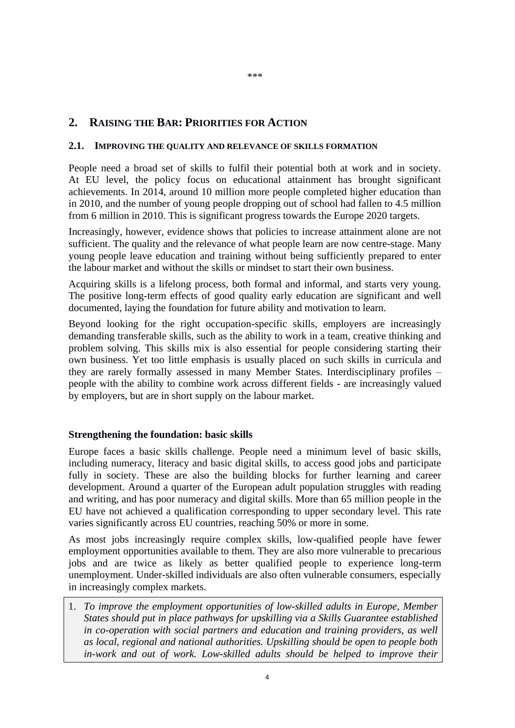\*\*\*

# 2. Raising the Bar: Priorities for Action

## 2.1. Improving the quality and relevance of skills formation

People need a broad set of skills to fulfil their potential both at work and in society. At EU level, the policy focus on educational attainment has brought significant achievements. In 2014, around 10 million more people completed higher education than in 2010, and the number of young people dropping out of school had fallen to 4.5 million from 6 million in 2010. This is significant progress towards the Europe 2020 targets.

Increasingly, however, evidence shows that policies to increase attainment alone are not sufficient. The quality and the relevance of what people learn are now centre-stage. Many young people leave education and training without being sufficiently prepared to enter the labour market and without the skills or mindset to start their own business.

Acquiring skills is a lifelong process, both formal and informal, and starts very young. The positive long-term effects of good quality early education are significant and well documented, laying the foundation for future ability and motivation to learn.

Beyond looking for the right occupation-specific skills, employers are increasingly demanding transferable skills, such as the ability to work in a team, creative thinking and problem solving. This skills mix is also essential for people considering starting their own business. Yet too little emphasis is usually placed on such skills in curricula and they are rarely formally assessed in many Member States. Interdisciplinary profiles – people with the ability to combine work across different fields - are increasingly valued by employers, but are in short supply on the labour market.

### Strengthening the foundation: basic skills

Europe faces a basic skills challenge. People need a minimum level of basic skills, including numeracy, literacy and basic digital skills, to access good jobs and participate fully in society. These are also the building blocks for further learning and career development. Around a quarter of the European adult population struggles with reading and writing, and has poor numeracy and digital skills. More than 65 million people in the EU have not achieved a qualification corresponding to upper secondary level. This rate varies significantly across EU countries, reaching 50% or more in some.

As most jobs increasingly require complex skills, low-qualified people have fewer employment opportunities available to them. They are also more vulnerable to precarious jobs and are twice as likely as better qualified people to experience long-term unemployment. Under-skilled individuals are also often vulnerable consumers, especially in increasingly complex markets.

1. *To improve the employment opportunities of low-skilled adults in Europe, Member States should put in place pathways for upskilling via a Skills Guarantee established in co-operation with social partners and education and training providers, as well as local, regional and national authorities. Upskilling should be open to people both in-work and out of work. Low-skilled adults should be helped to improve their*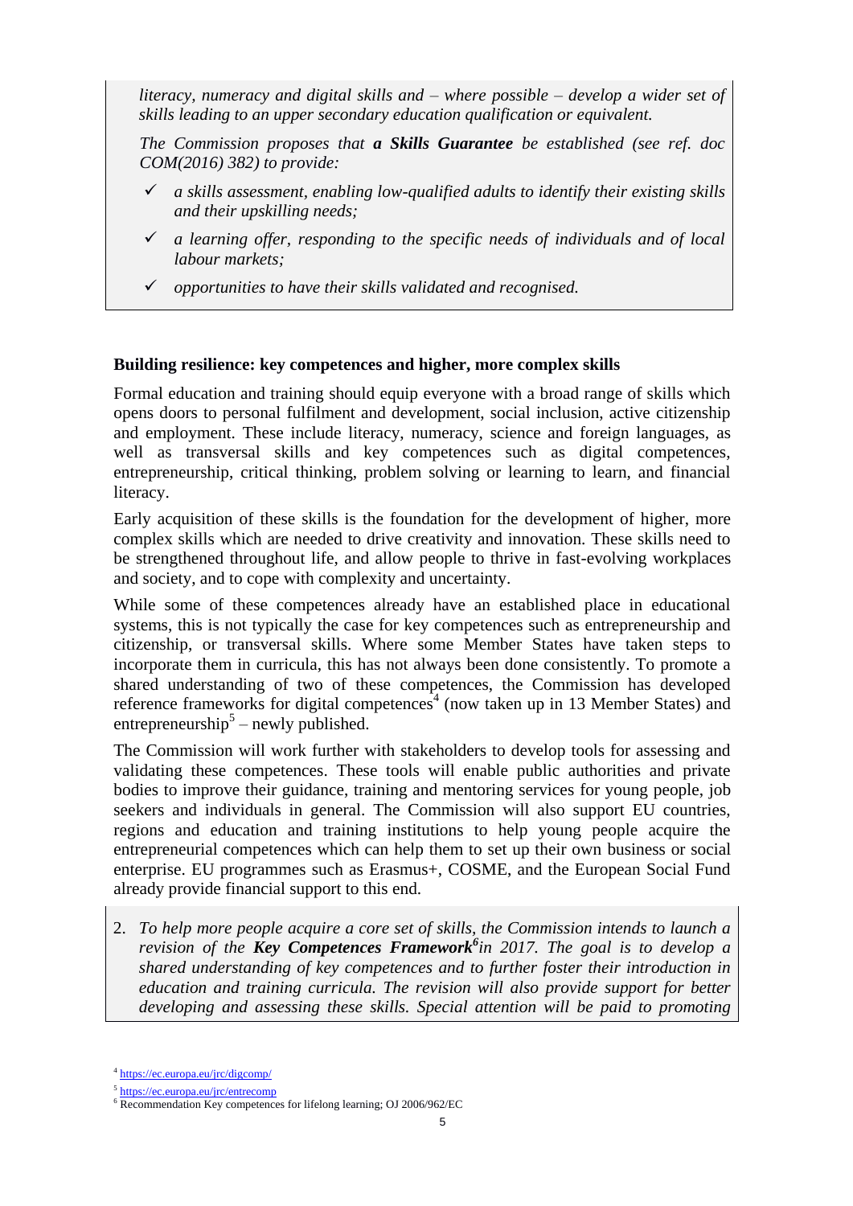*literacy, numeracy and digital skills and – where possible – develop a wider set of skills leading to an upper secondary education qualification or equivalent.*

*The Commission proposes that* ***a Skills Guarantee*** *be established (see ref. doc COM(2016) 382) to provide:*

- ✓ *a skills assessment, enabling low-qualified adults to identify their existing skills and their upskilling needs;*
- ✓ *a learning offer, responding to the specific needs of individuals and of local labour markets;*
- ✓ *opportunities to have their skills validated and recognised.*

**Building resilience: key competences and higher, more complex skills**

Formal education and training should equip everyone with a broad range of skills which opens doors to personal fulfilment and development, social inclusion, active citizenship and employment. These include literacy, numeracy, science and foreign languages, as well as transversal skills and key competences such as digital competences, entrepreneurship, critical thinking, problem solving or learning to learn, and financial literacy.

Early acquisition of these skills is the foundation for the development of higher, more complex skills which are needed to drive creativity and innovation. These skills need to be strengthened throughout life, and allow people to thrive in fast-evolving workplaces and society, and to cope with complexity and uncertainty.

While some of these competences already have an established place in educational systems, this is not typically the case for key competences such as entrepreneurship and citizenship, or transversal skills. Where some Member States have taken steps to incorporate them in curricula, this has not always been done consistently. To promote a shared understanding of two of these competences, the Commission has developed reference frameworks for digital competences[4] (now taken up in 13 Member States) and entrepreneurship[5] – newly published.

The Commission will work further with stakeholders to develop tools for assessing and validating these competences. These tools will enable public authorities and private bodies to improve their guidance, training and mentoring services for young people, job seekers and individuals in general. The Commission will also support EU countries, regions and education and training institutions to help young people acquire the entrepreneurial competences which can help them to set up their own business or social enterprise. EU programmes such as Erasmus+, COSME, and the European Social Fund already provide financial support to this end.

2. *To help more people acquire a core set of skills, the Commission intends to launch a revision of the* ***Key Competences Framework***[6] *in 2017. The goal is to develop a shared understanding of key competences and to further foster their introduction in education and training curricula. The revision will also provide support for better developing and assessing these skills. Special attention will be paid to promoting*

[4] https://ec.europa.eu/jrc/digcomp/

[5] https://ec.europa.eu/jrc/entrecomp

[6] Recommendation Key competences for lifelong learning; OJ 2006/962/EC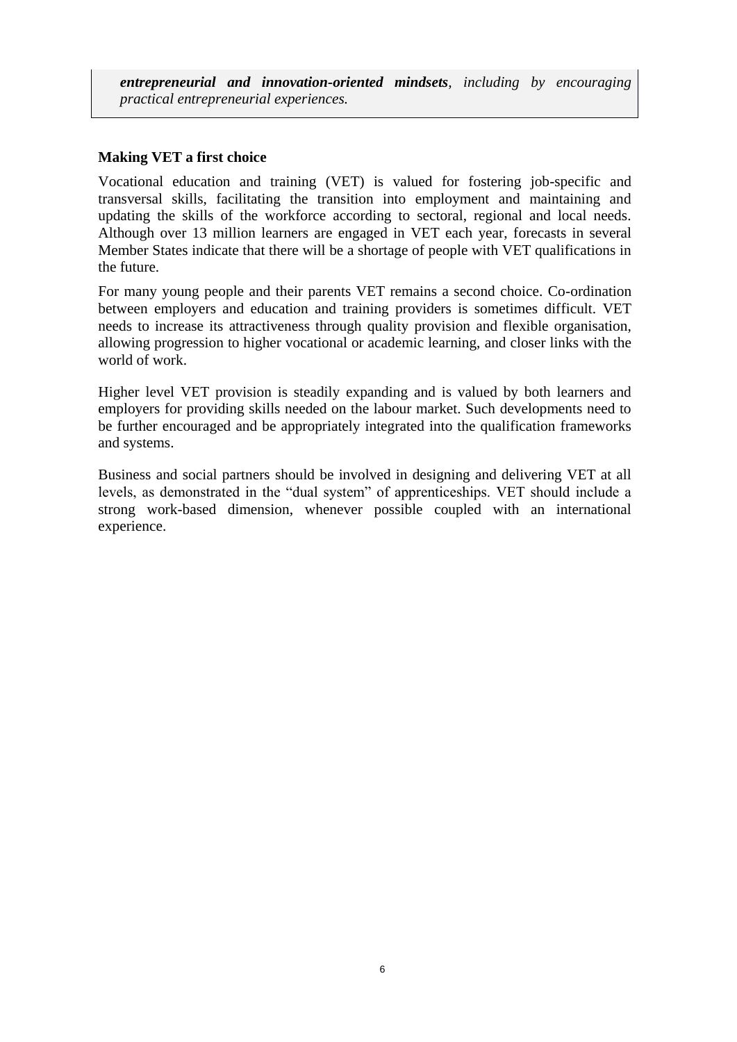> ***entrepreneurial and innovation-oriented mindsets**, including by encouraging practical entrepreneurial experiences.*

**Making VET a first choice**

Vocational education and training (VET) is valued for fostering job-specific and transversal skills, facilitating the transition into employment and maintaining and updating the skills of the workforce according to sectoral, regional and local needs. Although over 13 million learners are engaged in VET each year, forecasts in several Member States indicate that there will be a shortage of people with VET qualifications in the future.

For many young people and their parents VET remains a second choice. Co-ordination between employers and education and training providers is sometimes difficult. VET needs to increase its attractiveness through quality provision and flexible organisation, allowing progression to higher vocational or academic learning, and closer links with the world of work.

Higher level VET provision is steadily expanding and is valued by both learners and employers for providing skills needed on the labour market. Such developments need to be further encouraged and be appropriately integrated into the qualification frameworks and systems.

Business and social partners should be involved in designing and delivering VET at all levels, as demonstrated in the "dual system" of apprenticeships. VET should include a strong work-based dimension, whenever possible coupled with an international experience.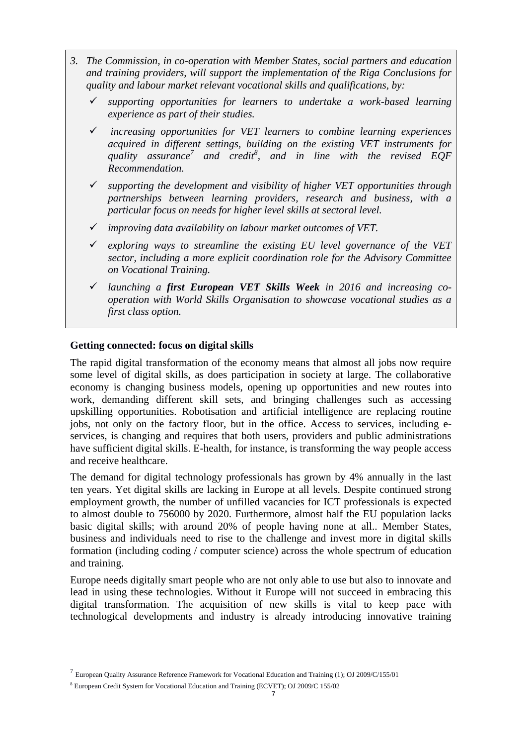*3. The Commission, in co-operation with Member States, social partners and education and training providers, will support the implementation of the Riga Conclusions for quality and labour market relevant vocational skills and qualifications, by:*

- ✓ *supporting opportunities for learners to undertake a work-based learning experience as part of their studies.*
- ✓ *increasing opportunities for VET learners to combine learning experiences acquired in different settings, building on the existing VET instruments for quality assurance[7] and credit[8], and in line with the revised EQF Recommendation.*
- ✓ *supporting the development and visibility of higher VET opportunities through partnerships between learning providers, research and business, with a particular focus on needs for higher level skills at sectoral level.*
- ✓ *improving data availability on labour market outcomes of VET.*
- ✓ *exploring ways to streamline the existing EU level governance of the VET sector, including a more explicit coordination role for the Advisory Committee on Vocational Training.*
- ✓ *launching a **first European VET Skills Week** in 2016 and increasing co-operation with World Skills Organisation to showcase vocational studies as a first class option.*

**Getting connected: focus on digital skills**

The rapid digital transformation of the economy means that almost all jobs now require some level of digital skills, as does participation in society at large. The collaborative economy is changing business models, opening up opportunities and new routes into work, demanding different skill sets, and bringing challenges such as accessing upskilling opportunities. Robotisation and artificial intelligence are replacing routine jobs, not only on the factory floor, but in the office. Access to services, including e-services, is changing and requires that both users, providers and public administrations have sufficient digital skills. E-health, for instance, is transforming the way people access and receive healthcare.

The demand for digital technology professionals has grown by 4% annually in the last ten years. Yet digital skills are lacking in Europe at all levels. Despite continued strong employment growth, the number of unfilled vacancies for ICT professionals is expected to almost double to 756000 by 2020. Furthermore, almost half the EU population lacks basic digital skills; with around 20% of people having none at all.. Member States, business and individuals need to rise to the challenge and invest more in digital skills formation (including coding / computer science) across the whole spectrum of education and training.

Europe needs digitally smart people who are not only able to use but also to innovate and lead in using these technologies. Without it Europe will not succeed in embracing this digital transformation. The acquisition of new skills is vital to keep pace with technological developments and industry is already introducing innovative training

[7] European Quality Assurance Reference Framework for Vocational Education and Training (1); OJ 2009/C/155/01

[8] European Credit System for Vocational Education and Training (ECVET); OJ 2009/C 155/02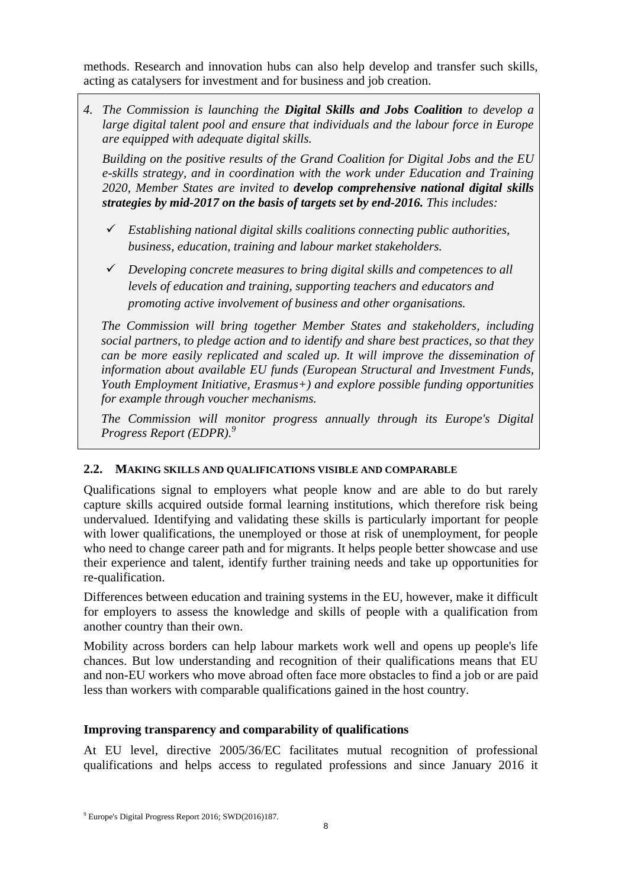methods. Research and innovation hubs can also help develop and transfer such skills, acting as catalysers for investment and for business and job creation.

> *4. The Commission is launching the **Digital Skills and Jobs Coalition** to develop a large digital talent pool and ensure that individuals and the labour force in Europe are equipped with adequate digital skills.*
>
> *Building on the positive results of the Grand Coalition for Digital Jobs and the EU e-skills strategy, and in coordination with the work under Education and Training 2020, Member States are invited to **develop comprehensive national digital skills strategies by mid-2017 on the basis of targets set by end-2016.** This includes:*
>
> - ✓ *Establishing national digital skills coalitions connecting public authorities, business, education, training and labour market stakeholders.*
> - ✓ *Developing concrete measures to bring digital skills and competences to all levels of education and training, supporting teachers and educators and promoting active involvement of business and other organisations.*
>
> *The Commission will bring together Member States and stakeholders, including social partners, to pledge action and to identify and share best practices, so that they can be more easily replicated and scaled up. It will improve the dissemination of information about available EU funds (European Structural and Investment Funds, Youth Employment Initiative, Erasmus+) and explore possible funding opportunities for example through voucher mechanisms.*
>
> *The Commission will monitor progress annually through its Europe's Digital Progress Report (EDPR).*[9]

## 2.2. MAKING SKILLS AND QUALIFICATIONS VISIBLE AND COMPARABLE

Qualifications signal to employers what people know and are able to do but rarely capture skills acquired outside formal learning institutions, which therefore risk being undervalued. Identifying and validating these skills is particularly important for people with lower qualifications, the unemployed or those at risk of unemployment, for people who need to change career path and for migrants. It helps people better showcase and use their experience and talent, identify further training needs and take up opportunities for re-qualification.

Differences between education and training systems in the EU, however, make it difficult for employers to assess the knowledge and skills of people with a qualification from another country than their own.

Mobility across borders can help labour markets work well and opens up people's life chances. But low understanding and recognition of their qualifications means that EU and non-EU workers who move abroad often face more obstacles to find a job or are paid less than workers with comparable qualifications gained in the host country.

### Improving transparency and comparability of qualifications

At EU level, directive 2005/36/EC facilitates mutual recognition of professional qualifications and helps access to regulated professions and since January 2016 it

[9] Europe's Digital Progress Report 2016; SWD(2016)187.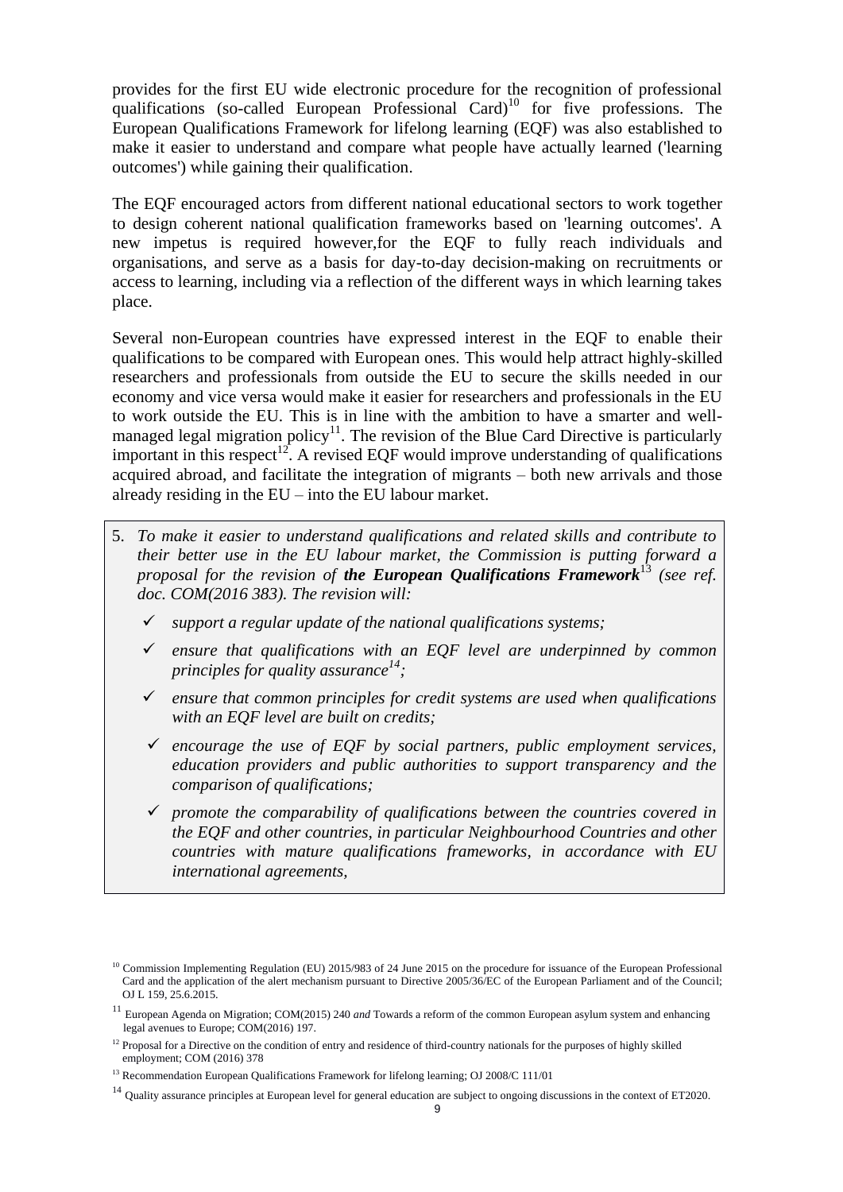provides for the first EU wide electronic procedure for the recognition of professional qualifications (so-called European Professional Card)[10] for five professions. The European Qualifications Framework for lifelong learning (EQF) was also established to make it easier to understand and compare what people have actually learned ('learning outcomes') while gaining their qualification.

The EQF encouraged actors from different national educational sectors to work together to design coherent national qualification frameworks based on 'learning outcomes'. A new impetus is required however,for the EQF to fully reach individuals and organisations, and serve as a basis for day-to-day decision-making on recruitments or access to learning, including via a reflection of the different ways in which learning takes place.

Several non-European countries have expressed interest in the EQF to enable their qualifications to be compared with European ones. This would help attract highly-skilled researchers and professionals from outside the EU to secure the skills needed in our economy and vice versa would make it easier for researchers and professionals in the EU to work outside the EU. This is in line with the ambition to have a smarter and well-managed legal migration policy[11]. The revision of the Blue Card Directive is particularly important in this respect[12]. A revised EQF would improve understanding of qualifications acquired abroad, and facilitate the integration of migrants – both new arrivals and those already residing in the EU – into the EU labour market.

5. *To make it easier to understand qualifications and related skills and contribute to their better use in the EU labour market, the Commission is putting forward a proposal for the revision of* ***the European Qualifications Framework***[13] *(see ref. doc. COM(2016 383). The revision will:*

   - ✓ *support a regular update of the national qualifications systems;*
   - ✓ *ensure that qualifications with an EQF level are underpinned by common principles for quality assurance*[14]*;*
   - ✓ *ensure that common principles for credit systems are used when qualifications with an EQF level are built on credits;*
   - ✓ *encourage the use of EQF by social partners, public employment services, education providers and public authorities to support transparency and the comparison of qualifications;*
   - ✓ *promote the comparability of qualifications between the countries covered in the EQF and other countries, in particular Neighbourhood Countries and other countries with mature qualifications frameworks, in accordance with EU international agreements,*

[10] Commission Implementing Regulation (EU) 2015/983 of 24 June 2015 on the procedure for issuance of the European Professional Card and the application of the alert mechanism pursuant to Directive 2005/36/EC of the European Parliament and of the Council; OJ L 159, 25.6.2015.

[11] European Agenda on Migration; COM(2015) 240 *and* Towards a reform of the common European asylum system and enhancing legal avenues to Europe; COM(2016) 197.

[12] Proposal for a Directive on the condition of entry and residence of third-country nationals for the purposes of highly skilled employment; COM (2016) 378

[13] Recommendation European Qualifications Framework for lifelong learning; OJ 2008/C 111/01

[14] Quality assurance principles at European level for general education are subject to ongoing discussions in the context of ET2020.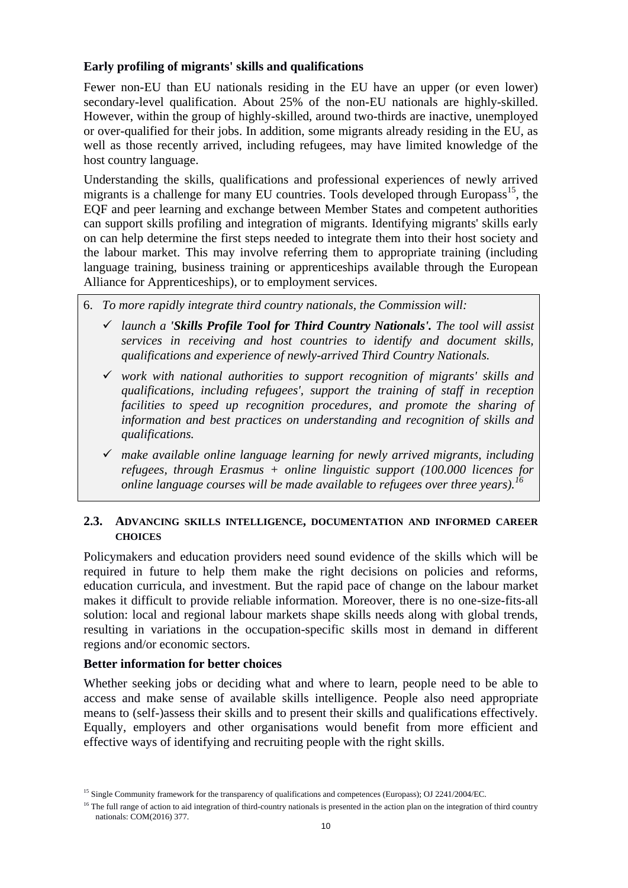**Early profiling of migrants' skills and qualifications**

Fewer non-EU than EU nationals residing in the EU have an upper (or even lower) secondary-level qualification. About 25% of the non-EU nationals are highly-skilled. However, within the group of highly-skilled, around two-thirds are inactive, unemployed or over-qualified for their jobs. In addition, some migrants already residing in the EU, as well as those recently arrived, including refugees, may have limited knowledge of the host country language.

Understanding the skills, qualifications and professional experiences of newly arrived migrants is a challenge for many EU countries. Tools developed through Europass[15], the EQF and peer learning and exchange between Member States and competent authorities can support skills profiling and integration of migrants. Identifying migrants' skills early on can help determine the first steps needed to integrate them into their host society and the labour market. This may involve referring them to appropriate training (including language training, business training or apprenticeships available through the European Alliance for Apprenticeships), or to employment services.

6. *To more rapidly integrate third country nationals, the Commission will:*
   - ✓ *launch a* ***'Skills Profile Tool for Third Country Nationals'****. The tool will assist services in receiving and host countries to identify and document skills, qualifications and experience of newly-arrived Third Country Nationals.*
   - ✓ *work with national authorities to support recognition of migrants' skills and qualifications, including refugees', support the training of staff in reception facilities to speed up recognition procedures, and promote the sharing of information and best practices on understanding and recognition of skills and qualifications.*
   - ✓ *make available online language learning for newly arrived migrants, including refugees, through Erasmus + online linguistic support (100.000 licences for online language courses will be made available to refugees over three years).*[16]

### 2.3. Advancing skills intelligence, documentation and informed career choices

Policymakers and education providers need sound evidence of the skills which will be required in future to help them make the right decisions on policies and reforms, education curricula, and investment. But the rapid pace of change on the labour market makes it difficult to provide reliable information. Moreover, there is no one-size-fits-all solution: local and regional labour markets shape skills needs along with global trends, resulting in variations in the occupation-specific skills most in demand in different regions and/or economic sectors.

**Better information for better choices**

Whether seeking jobs or deciding what and where to learn, people need to be able to access and make sense of available skills intelligence. People also need appropriate means to (self-)assess their skills and to present their skills and qualifications effectively. Equally, employers and other organisations would benefit from more efficient and effective ways of identifying and recruiting people with the right skills.

---

[15] Single Community framework for the transparency of qualifications and competences (Europass); OJ 2241/2004/EC.

[16] The full range of action to aid integration of third-country nationals is presented in the action plan on the integration of third country nationals: COM(2016) 377.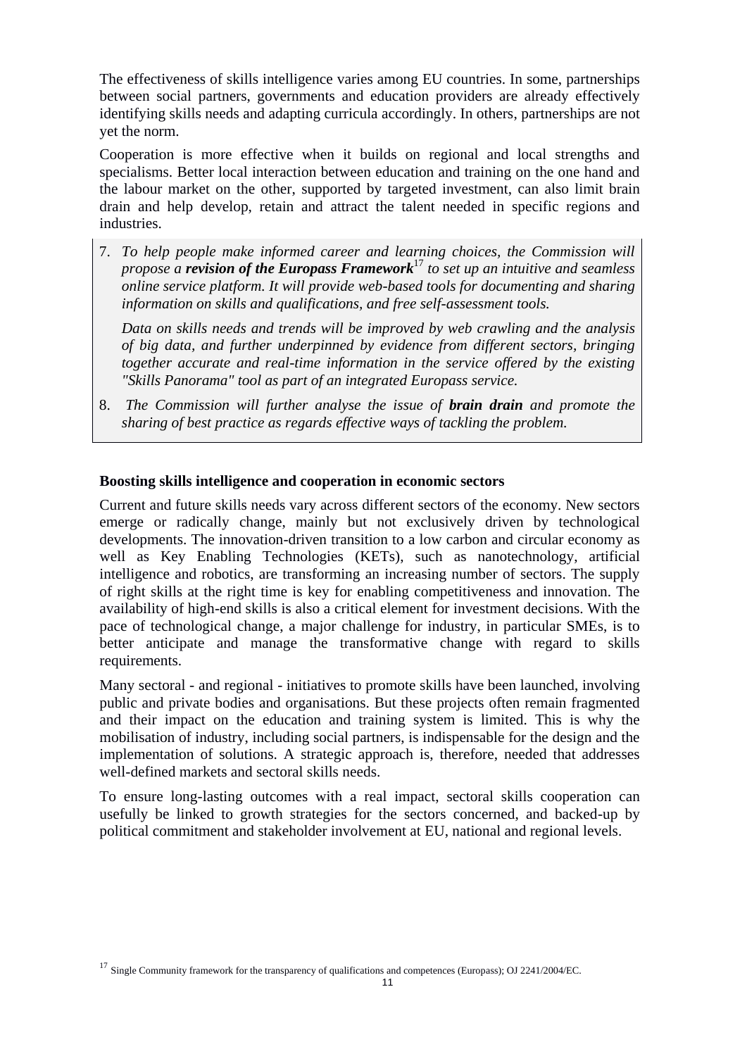The effectiveness of skills intelligence varies among EU countries. In some, partnerships between social partners, governments and education providers are already effectively identifying skills needs and adapting curricula accordingly. In others, partnerships are not yet the norm.

Cooperation is more effective when it builds on regional and local strengths and specialisms. Better local interaction between education and training on the one hand and the labour market on the other, supported by targeted investment, can also limit brain drain and help develop, retain and attract the talent needed in specific regions and industries.

7. *To help people make informed career and learning choices, the Commission will propose a* ***revision of the Europass Framework***[17] *to set up an intuitive and seamless online service platform. It will provide web-based tools for documenting and sharing information on skills and qualifications, and free self-assessment tools.*

   *Data on skills needs and trends will be improved by web crawling and the analysis of big data, and further underpinned by evidence from different sectors, bringing together accurate and real-time information in the service offered by the existing "Skills Panorama" tool as part of an integrated Europass service.*

8. *The Commission will further analyse the issue of* ***brain drain*** *and promote the sharing of best practice as regards effective ways of tackling the problem.*

**Boosting skills intelligence and cooperation in economic sectors**

Current and future skills needs vary across different sectors of the economy. New sectors emerge or radically change, mainly but not exclusively driven by technological developments. The innovation-driven transition to a low carbon and circular economy as well as Key Enabling Technologies (KETs), such as nanotechnology, artificial intelligence and robotics, are transforming an increasing number of sectors. The supply of right skills at the right time is key for enabling competitiveness and innovation. The availability of high-end skills is also a critical element for investment decisions. With the pace of technological change, a major challenge for industry, in particular SMEs, is to better anticipate and manage the transformative change with regard to skills requirements.

Many sectoral - and regional - initiatives to promote skills have been launched, involving public and private bodies and organisations. But these projects often remain fragmented and their impact on the education and training system is limited. This is why the mobilisation of industry, including social partners, is indispensable for the design and the implementation of solutions. A strategic approach is, therefore, needed that addresses well-defined markets and sectoral skills needs.

To ensure long-lasting outcomes with a real impact, sectoral skills cooperation can usefully be linked to growth strategies for the sectors concerned, and backed-up by political commitment and stakeholder involvement at EU, national and regional levels.

[17] Single Community framework for the transparency of qualifications and competences (Europass); OJ 2241/2004/EC.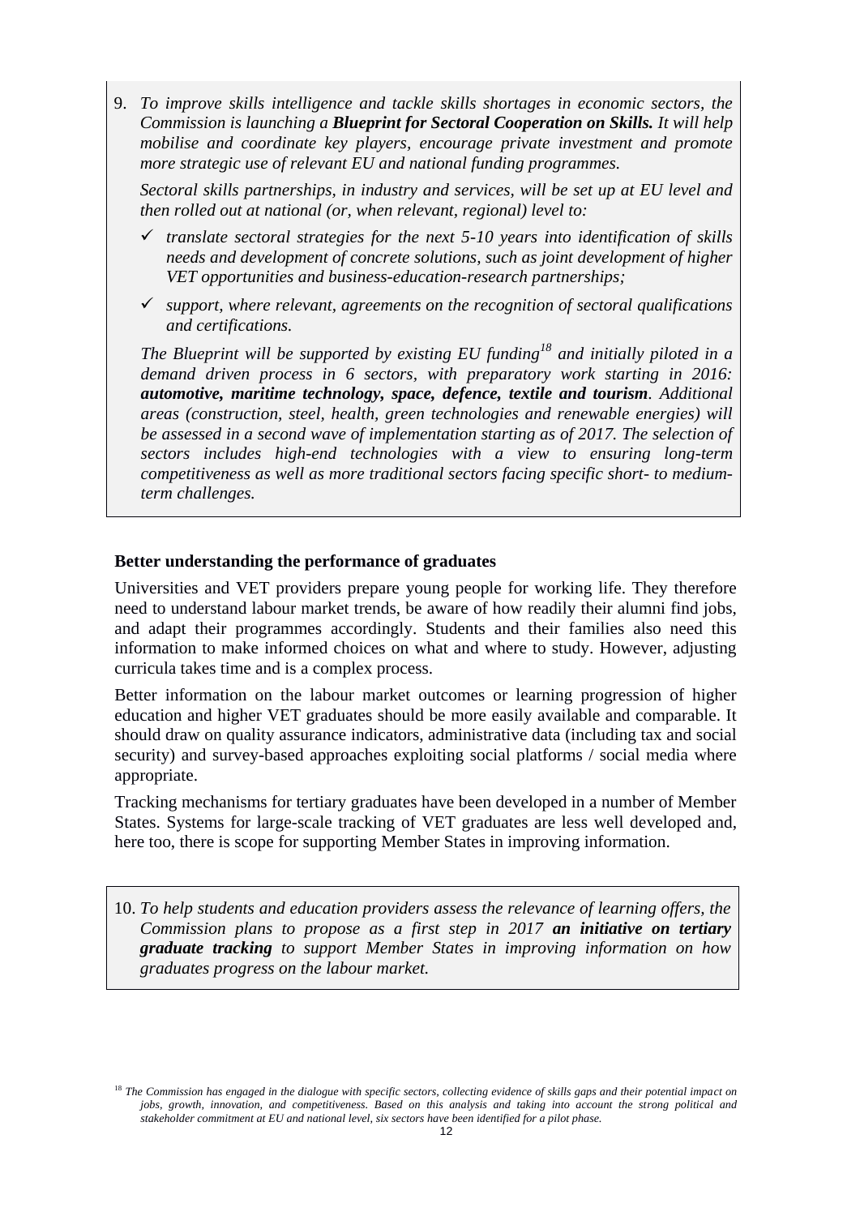9. *To improve skills intelligence and tackle skills shortages in economic sectors, the Commission is launching a **Blueprint for Sectoral Cooperation on Skills.** It will help mobilise and coordinate key players, encourage private investment and promote more strategic use of relevant EU and national funding programmes.*

   *Sectoral skills partnerships, in industry and services, will be set up at EU level and then rolled out at national (or, when relevant, regional) level to:*

   - ✓ *translate sectoral strategies for the next 5-10 years into identification of skills needs and development of concrete solutions, such as joint development of higher VET opportunities and business-education-research partnerships;*
   - ✓ *support, where relevant, agreements on the recognition of sectoral qualifications and certifications.*

   *The Blueprint will be supported by existing EU funding*[18] *and initially piloted in a demand driven process in 6 sectors, with preparatory work starting in 2016: **automotive, maritime technology, space, defence, textile and tourism**. Additional areas (construction, steel, health, green technologies and renewable energies) will be assessed in a second wave of implementation starting as of 2017. The selection of sectors includes high-end technologies with a view to ensuring long-term competitiveness as well as more traditional sectors facing specific short- to medium-term challenges.*

**Better understanding the performance of graduates**

Universities and VET providers prepare young people for working life. They therefore need to understand labour market trends, be aware of how readily their alumni find jobs, and adapt their programmes accordingly. Students and their families also need this information to make informed choices on what and where to study. However, adjusting curricula takes time and is a complex process.

Better information on the labour market outcomes or learning progression of higher education and higher VET graduates should be more easily available and comparable. It should draw on quality assurance indicators, administrative data (including tax and social security) and survey-based approaches exploiting social platforms / social media where appropriate.

Tracking mechanisms for tertiary graduates have been developed in a number of Member States. Systems for large-scale tracking of VET graduates are less well developed and, here too, there is scope for supporting Member States in improving information.

10. *To help students and education providers assess the relevance of learning offers, the Commission plans to propose as a first step in 2017 **an initiative on tertiary graduate tracking** to support Member States in improving information on how graduates progress on the labour market.*

[18] *The Commission has engaged in the dialogue with specific sectors, collecting evidence of skills gaps and their potential impact on jobs, growth, innovation, and competitiveness. Based on this analysis and taking into account the strong political and stakeholder commitment at EU and national level, six sectors have been identified for a pilot phase.*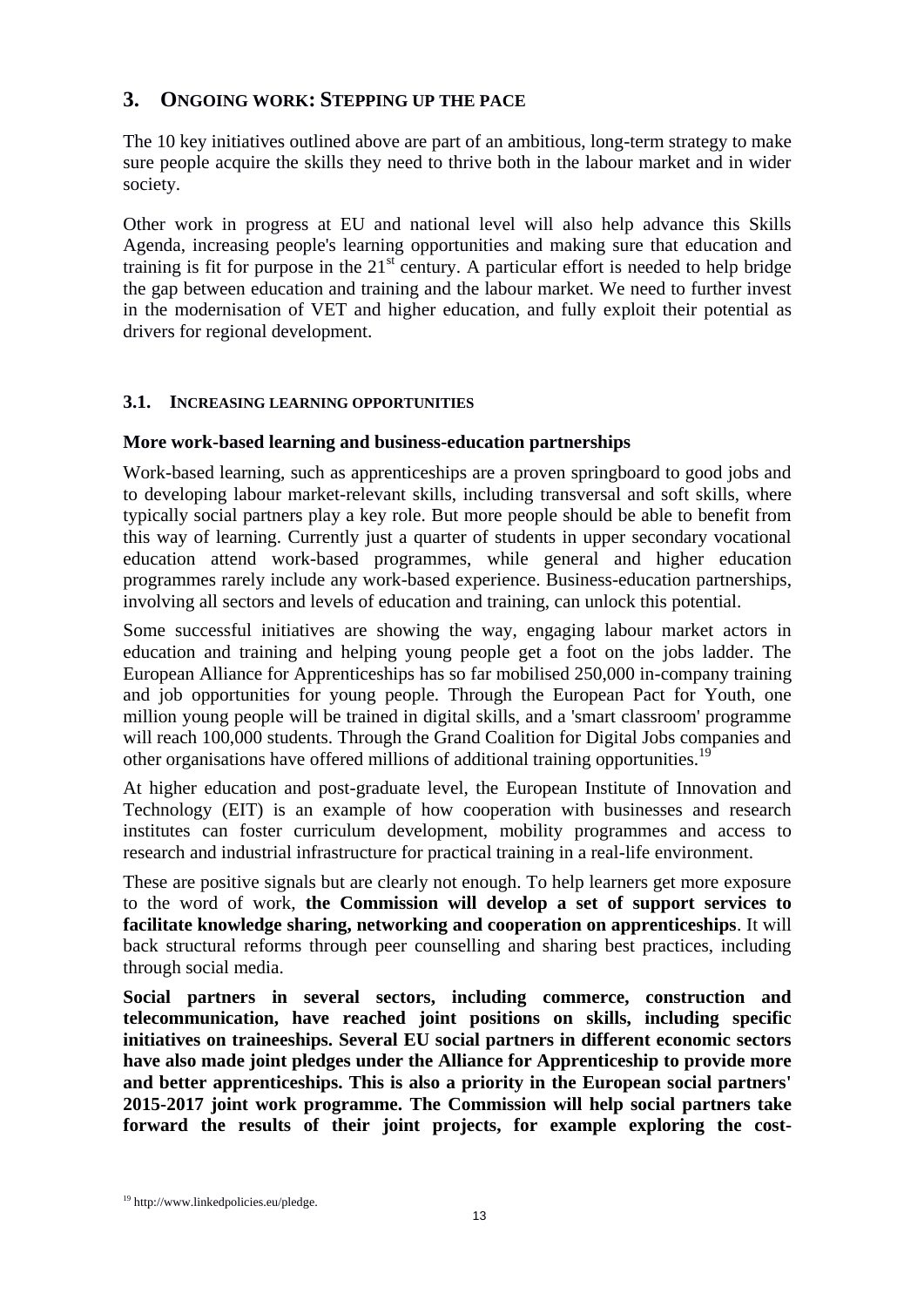## 3. ONGOING WORK: STEPPING UP THE PACE

The 10 key initiatives outlined above are part of an ambitious, long-term strategy to make sure people acquire the skills they need to thrive both in the labour market and in wider society.

Other work in progress at EU and national level will also help advance this Skills Agenda, increasing people's learning opportunities and making sure that education and training is fit for purpose in the 21st century. A particular effort is needed to help bridge the gap between education and training and the labour market. We need to further invest in the modernisation of VET and higher education, and fully exploit their potential as drivers for regional development.

### 3.1. INCREASING LEARNING OPPORTUNITIES

**More work-based learning and business-education partnerships**

Work-based learning, such as apprenticeships are a proven springboard to good jobs and to developing labour market-relevant skills, including transversal and soft skills, where typically social partners play a key role. But more people should be able to benefit from this way of learning. Currently just a quarter of students in upper secondary vocational education attend work-based programmes, while general and higher education programmes rarely include any work-based experience. Business-education partnerships, involving all sectors and levels of education and training, can unlock this potential.

Some successful initiatives are showing the way, engaging labour market actors in education and training and helping young people get a foot on the jobs ladder. The European Alliance for Apprenticeships has so far mobilised 250,000 in-company training and job opportunities for young people. Through the European Pact for Youth, one million young people will be trained in digital skills, and a 'smart classroom' programme will reach 100,000 students. Through the Grand Coalition for Digital Jobs companies and other organisations have offered millions of additional training opportunities.[19]

At higher education and post-graduate level, the European Institute of Innovation and Technology (EIT) is an example of how cooperation with businesses and research institutes can foster curriculum development, mobility programmes and access to research and industrial infrastructure for practical training in a real-life environment.

These are positive signals but are clearly not enough. To help learners get more exposure to the word of work, **the Commission will develop a set of support services to facilitate knowledge sharing, networking and cooperation on apprenticeships**. It will back structural reforms through peer counselling and sharing best practices, including through social media.

**Social partners in several sectors, including commerce, construction and telecommunication, have reached joint positions on skills, including specific initiatives on traineeships. Several EU social partners in different economic sectors have also made joint pledges under the Alliance for Apprenticeship to provide more and better apprenticeships. This is also a priority in the European social partners' 2015-2017 joint work programme. The Commission will help social partners take forward the results of their joint projects, for example exploring the cost-**

[19] http://www.linkedpolicies.eu/pledge.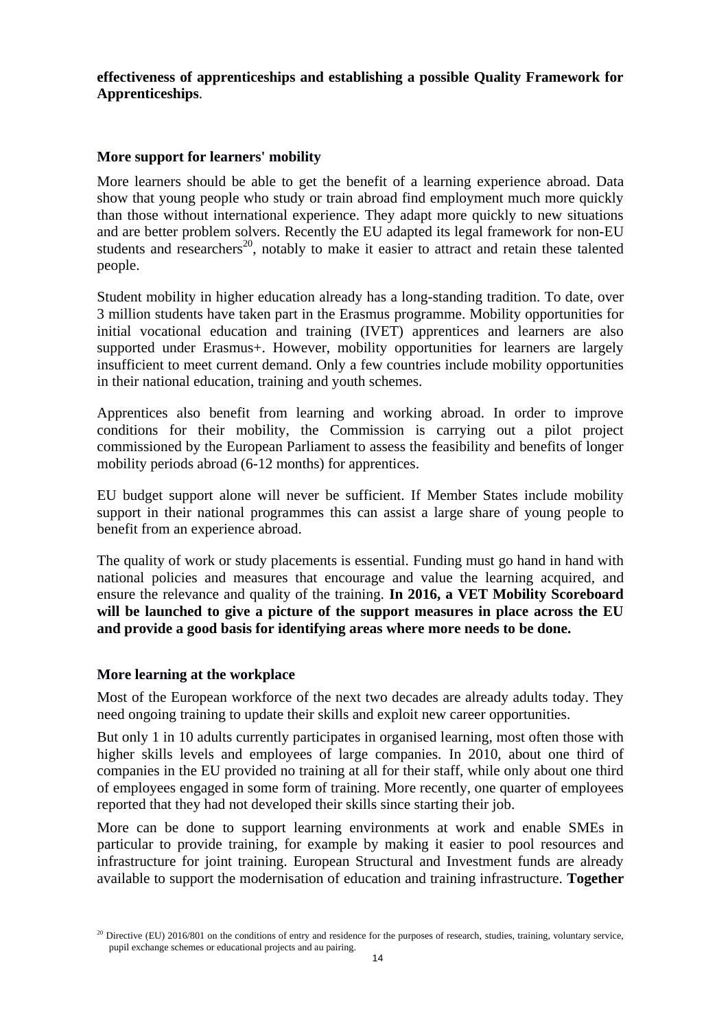**effectiveness of apprenticeships and establishing a possible Quality Framework for Apprenticeships**.

**More support for learners' mobility**

More learners should be able to get the benefit of a learning experience abroad. Data show that young people who study or train abroad find employment much more quickly than those without international experience. They adapt more quickly to new situations and are better problem solvers. Recently the EU adapted its legal framework for non-EU students and researchers[20], notably to make it easier to attract and retain these talented people.

Student mobility in higher education already has a long-standing tradition. To date, over 3 million students have taken part in the Erasmus programme. Mobility opportunities for initial vocational education and training (IVET) apprentices and learners are also supported under Erasmus+. However, mobility opportunities for learners are largely insufficient to meet current demand. Only a few countries include mobility opportunities in their national education, training and youth schemes.

Apprentices also benefit from learning and working abroad. In order to improve conditions for their mobility, the Commission is carrying out a pilot project commissioned by the European Parliament to assess the feasibility and benefits of longer mobility periods abroad (6-12 months) for apprentices.

EU budget support alone will never be sufficient. If Member States include mobility support in their national programmes this can assist a large share of young people to benefit from an experience abroad.

The quality of work or study placements is essential. Funding must go hand in hand with national policies and measures that encourage and value the learning acquired, and ensure the relevance and quality of the training. **In 2016, a VET Mobility Scoreboard will be launched to give a picture of the support measures in place across the EU and provide a good basis for identifying areas where more needs to be done.**

**More learning at the workplace**

Most of the European workforce of the next two decades are already adults today. They need ongoing training to update their skills and exploit new career opportunities.

But only 1 in 10 adults currently participates in organised learning, most often those with higher skills levels and employees of large companies. In 2010, about one third of companies in the EU provided no training at all for their staff, while only about one third of employees engaged in some form of training. More recently, one quarter of employees reported that they had not developed their skills since starting their job.

More can be done to support learning environments at work and enable SMEs in particular to provide training, for example by making it easier to pool resources and infrastructure for joint training. European Structural and Investment funds are already available to support the modernisation of education and training infrastructure. **Together**

[20] Directive (EU) 2016/801 on the conditions of entry and residence for the purposes of research, studies, training, voluntary service, pupil exchange schemes or educational projects and au pairing.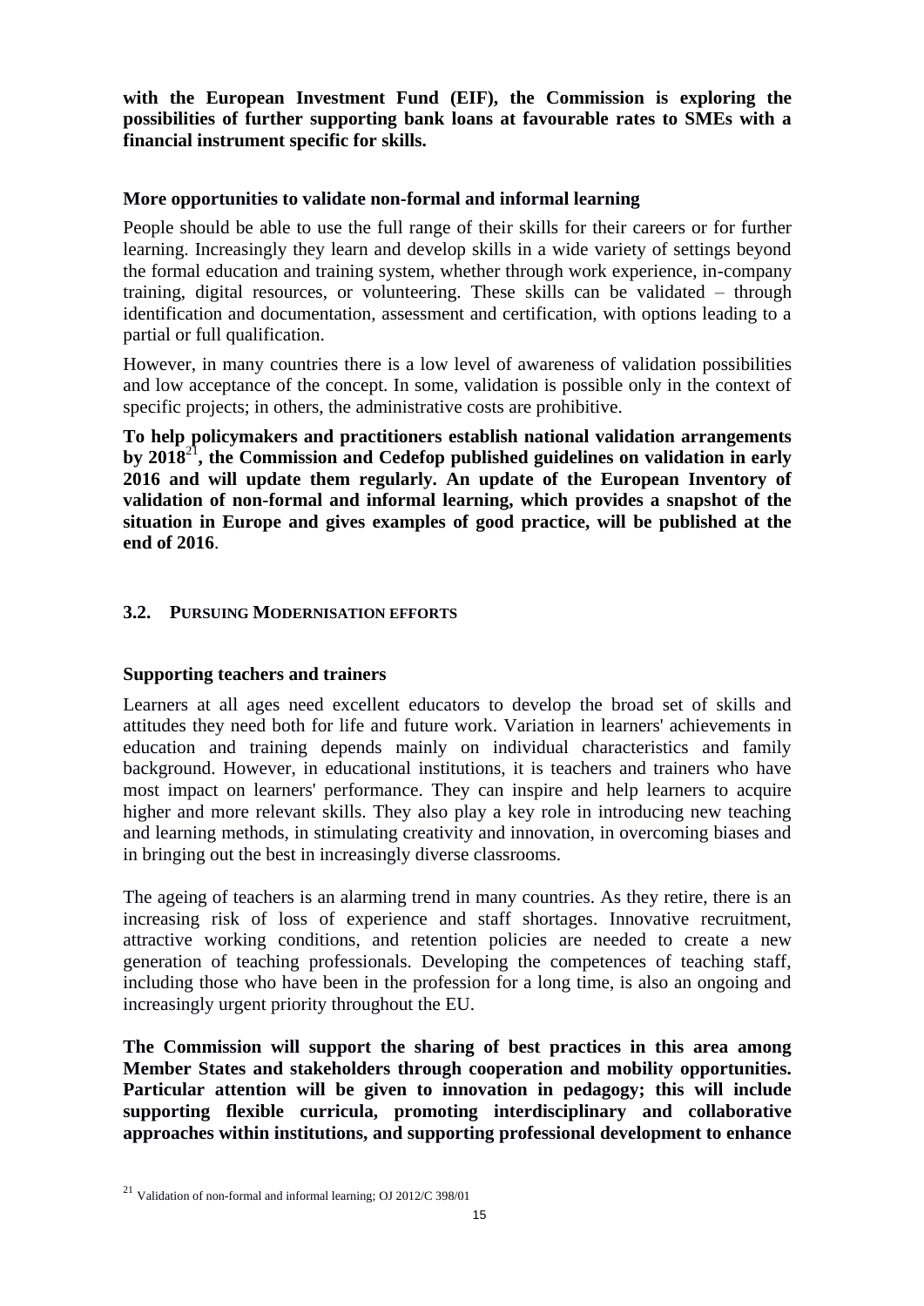**with the European Investment Fund (EIF), the Commission is exploring the possibilities of further supporting bank loans at favourable rates to SMEs with a financial instrument specific for skills.**

**More opportunities to validate non-formal and informal learning**

People should be able to use the full range of their skills for their careers or for further learning. Increasingly they learn and develop skills in a wide variety of settings beyond the formal education and training system, whether through work experience, in-company training, digital resources, or volunteering. These skills can be validated – through identification and documentation, assessment and certification, with options leading to a partial or full qualification.

However, in many countries there is a low level of awareness of validation possibilities and low acceptance of the concept. In some, validation is possible only in the context of specific projects; in others, the administrative costs are prohibitive.

**To help policymakers and practitioners establish national validation arrangements by 2018[21], the Commission and Cedefop published guidelines on validation in early 2016 and will update them regularly. An update of the European Inventory of validation of non-formal and informal learning, which provides a snapshot of the situation in Europe and gives examples of good practice, will be published at the end of 2016**.

### 3.2. Pursuing Modernisation efforts

**Supporting teachers and trainers**

Learners at all ages need excellent educators to develop the broad set of skills and attitudes they need both for life and future work. Variation in learners' achievements in education and training depends mainly on individual characteristics and family background. However, in educational institutions, it is teachers and trainers who have most impact on learners' performance. They can inspire and help learners to acquire higher and more relevant skills. They also play a key role in introducing new teaching and learning methods, in stimulating creativity and innovation, in overcoming biases and in bringing out the best in increasingly diverse classrooms.

The ageing of teachers is an alarming trend in many countries. As they retire, there is an increasing risk of loss of experience and staff shortages. Innovative recruitment, attractive working conditions, and retention policies are needed to create a new generation of teaching professionals. Developing the competences of teaching staff, including those who have been in the profession for a long time, is also an ongoing and increasingly urgent priority throughout the EU.

**The Commission will support the sharing of best practices in this area among Member States and stakeholders through cooperation and mobility opportunities. Particular attention will be given to innovation in pedagogy; this will include supporting flexible curricula, promoting interdisciplinary and collaborative approaches within institutions, and supporting professional development to enhance**

[21] Validation of non-formal and informal learning; OJ 2012/C 398/01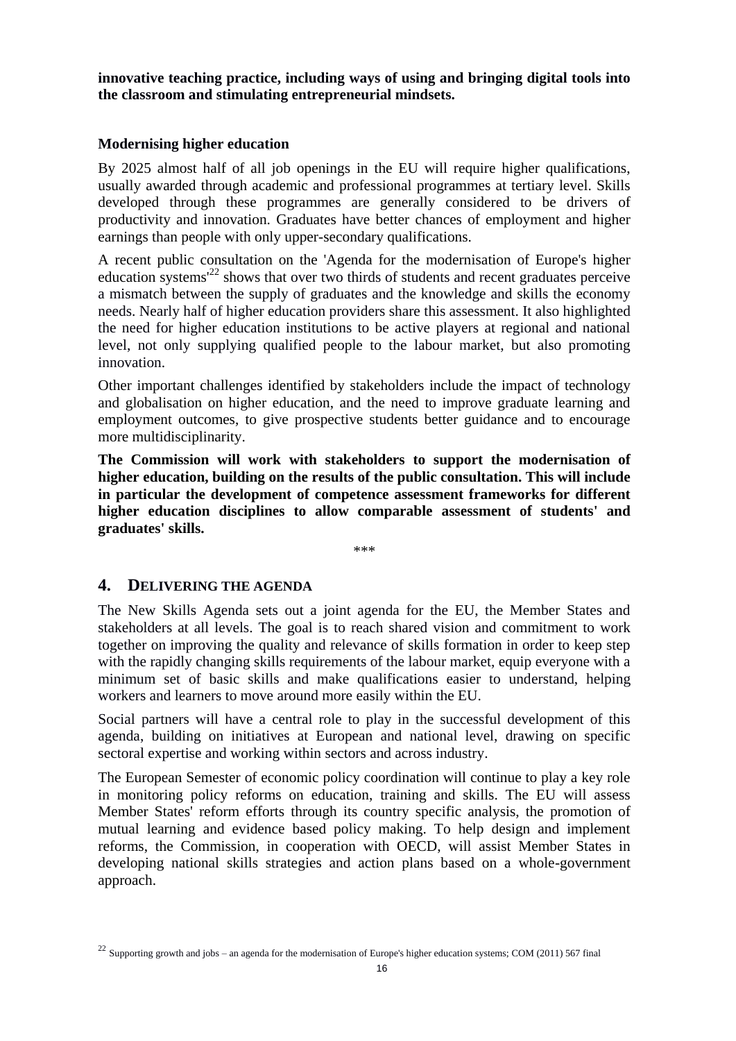**innovative teaching practice, including ways of using and bringing digital tools into the classroom and stimulating entrepreneurial mindsets.**

**Modernising higher education**

By 2025 almost half of all job openings in the EU will require higher qualifications, usually awarded through academic and professional programmes at tertiary level. Skills developed through these programmes are generally considered to be drivers of productivity and innovation. Graduates have better chances of employment and higher earnings than people with only upper-secondary qualifications.

A recent public consultation on the 'Agenda for the modernisation of Europe's higher education systems'[22] shows that over two thirds of students and recent graduates perceive a mismatch between the supply of graduates and the knowledge and skills the economy needs. Nearly half of higher education providers share this assessment. It also highlighted the need for higher education institutions to be active players at regional and national level, not only supplying qualified people to the labour market, but also promoting innovation.

Other important challenges identified by stakeholders include the impact of technology and globalisation on higher education, and the need to improve graduate learning and employment outcomes, to give prospective students better guidance and to encourage more multidisciplinarity.

**The Commission will work with stakeholders to support the modernisation of higher education, building on the results of the public consultation. This will include in particular the development of competence assessment frameworks for different higher education disciplines to allow comparable assessment of students' and graduates' skills.**

\*\*\*

## 4. Delivering the agenda

The New Skills Agenda sets out a joint agenda for the EU, the Member States and stakeholders at all levels. The goal is to reach shared vision and commitment to work together on improving the quality and relevance of skills formation in order to keep step with the rapidly changing skills requirements of the labour market, equip everyone with a minimum set of basic skills and make qualifications easier to understand, helping workers and learners to move around more easily within the EU.

Social partners will have a central role to play in the successful development of this agenda, building on initiatives at European and national level, drawing on specific sectoral expertise and working within sectors and across industry.

The European Semester of economic policy coordination will continue to play a key role in monitoring policy reforms on education, training and skills. The EU will assess Member States' reform efforts through its country specific analysis, the promotion of mutual learning and evidence based policy making. To help design and implement reforms, the Commission, in cooperation with OECD, will assist Member States in developing national skills strategies and action plans based on a whole-government approach.

[22] Supporting growth and jobs – an agenda for the modernisation of Europe's higher education systems; COM (2011) 567 final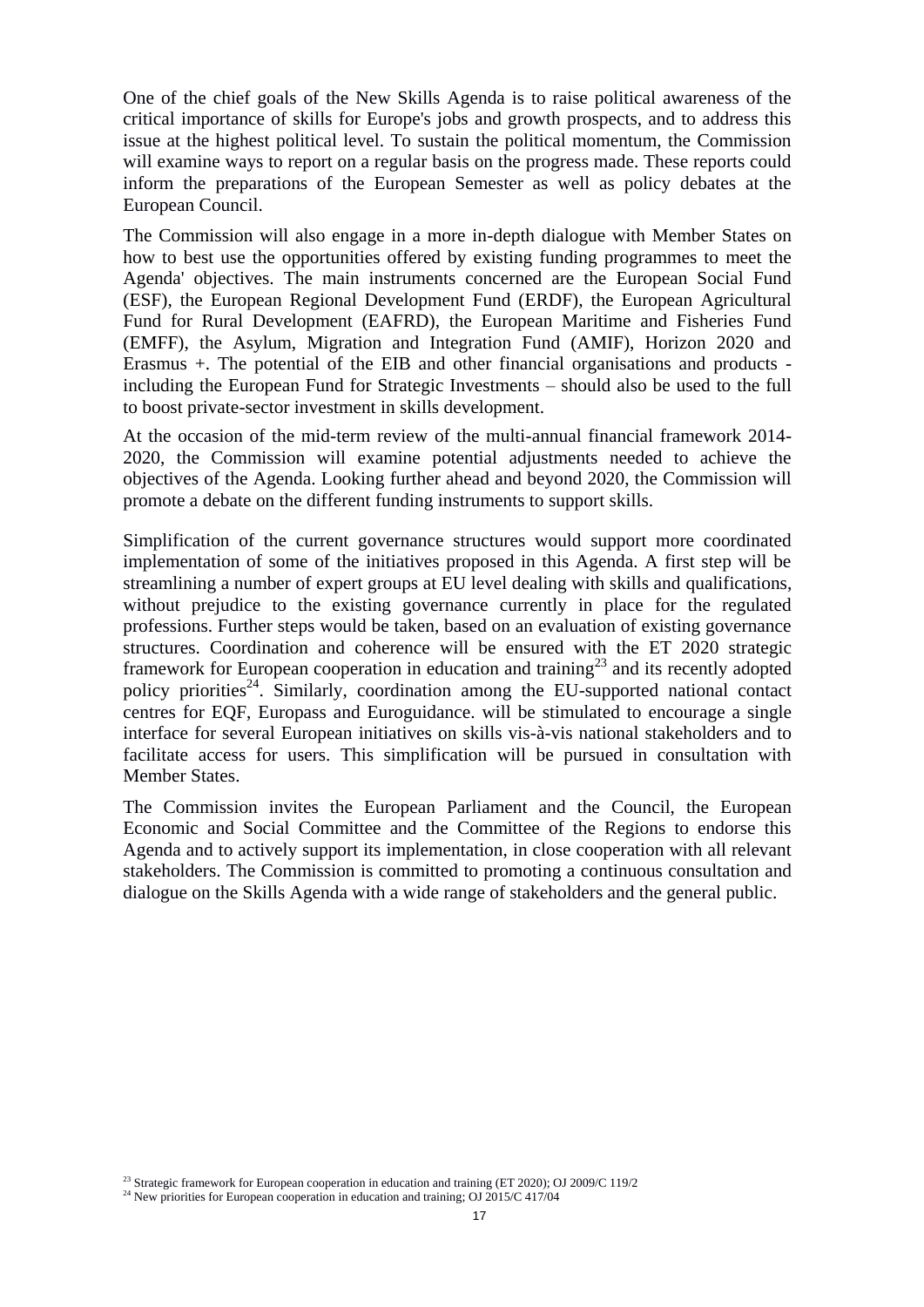One of the chief goals of the New Skills Agenda is to raise political awareness of the critical importance of skills for Europe's jobs and growth prospects, and to address this issue at the highest political level. To sustain the political momentum, the Commission will examine ways to report on a regular basis on the progress made. These reports could inform the preparations of the European Semester as well as policy debates at the European Council.

The Commission will also engage in a more in-depth dialogue with Member States on how to best use the opportunities offered by existing funding programmes to meet the Agenda' objectives. The main instruments concerned are the European Social Fund (ESF), the European Regional Development Fund (ERDF), the European Agricultural Fund for Rural Development (EAFRD), the European Maritime and Fisheries Fund (EMFF), the Asylum, Migration and Integration Fund (AMIF), Horizon 2020 and Erasmus +. The potential of the EIB and other financial organisations and products - including the European Fund for Strategic Investments – should also be used to the full to boost private-sector investment in skills development.

At the occasion of the mid-term review of the multi-annual financial framework 2014-2020, the Commission will examine potential adjustments needed to achieve the objectives of the Agenda. Looking further ahead and beyond 2020, the Commission will promote a debate on the different funding instruments to support skills.

Simplification of the current governance structures would support more coordinated implementation of some of the initiatives proposed in this Agenda. A first step will be streamlining a number of expert groups at EU level dealing with skills and qualifications, without prejudice to the existing governance currently in place for the regulated professions. Further steps would be taken, based on an evaluation of existing governance structures. Coordination and coherence will be ensured with the ET 2020 strategic framework for European cooperation in education and training[23] and its recently adopted policy priorities[24]. Similarly, coordination among the EU-supported national contact centres for EQF, Europass and Euroguidance. will be stimulated to encourage a single interface for several European initiatives on skills vis-à-vis national stakeholders and to facilitate access for users. This simplification will be pursued in consultation with Member States.

The Commission invites the European Parliament and the Council, the European Economic and Social Committee and the Committee of the Regions to endorse this Agenda and to actively support its implementation, in close cooperation with all relevant stakeholders. The Commission is committed to promoting a continuous consultation and dialogue on the Skills Agenda with a wide range of stakeholders and the general public.

[23] Strategic framework for European cooperation in education and training (ET 2020); OJ 2009/C 119/2

[24] New priorities for European cooperation in education and training; OJ 2015/C 417/04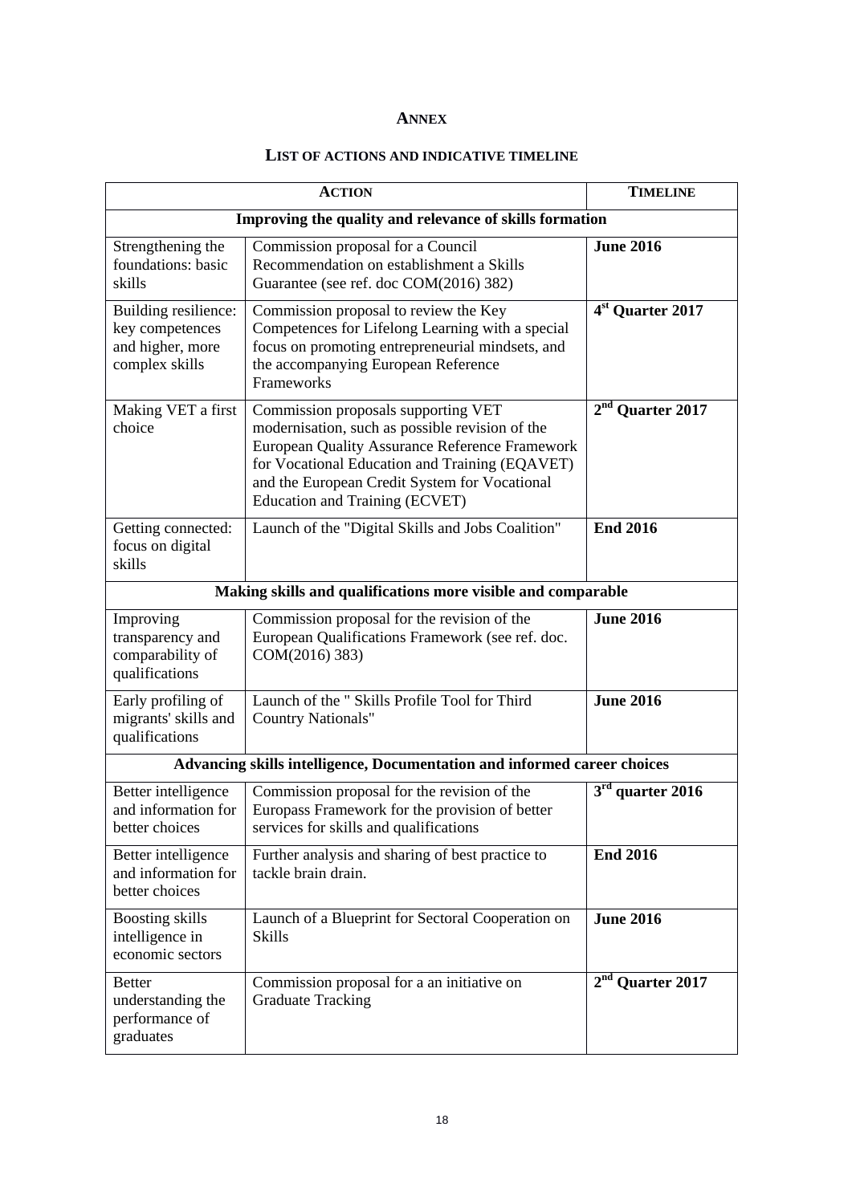# ANNEX

## LIST OF ACTIONS AND INDICATIVE TIMELINE

| ACTION | | TIMELINE |
|---|---|---|
| **Improving the quality and relevance of skills formation** | | |
| Strengthening the foundations: basic skills | Commission proposal for a Council Recommendation on establishment a Skills Guarantee (see ref. doc COM(2016) 382) | **June 2016** |
| Building resilience: key competences and higher, more complex skills | Commission proposal to review the Key Competences for Lifelong Learning with a special focus on promoting entrepreneurial mindsets, and the accompanying European Reference Frameworks | **4st Quarter 2017** |
| Making VET a first choice | Commission proposals supporting VET modernisation, such as possible revision of the European Quality Assurance Reference Framework for Vocational Education and Training (EQAVET) and the European Credit System for Vocational Education and Training (ECVET) | **2nd Quarter 2017** |
| Getting connected: focus on digital skills | Launch of the "Digital Skills and Jobs Coalition" | **End 2016** |
| **Making skills and qualifications more visible and comparable** | | |
| Improving transparency and comparability of qualifications | Commission proposal for the revision of the European Qualifications Framework (see ref. doc. COM(2016) 383) | **June 2016** |
| Early profiling of migrants' skills and qualifications | Launch of the " Skills Profile Tool for Third Country Nationals" | **June 2016** |
| **Advancing skills intelligence, Documentation and informed career choices** | | |
| Better intelligence and information for better choices | Commission proposal for the revision of the Europass Framework for the provision of better services for skills and qualifications | **3rd quarter 2016** |
| Better intelligence and information for better choices | Further analysis and sharing of best practice to tackle brain drain. | **End 2016** |
| Boosting skills intelligence in economic sectors | Launch of a Blueprint for Sectoral Cooperation on Skills | **June 2016** |
| Better understanding the performance of graduates | Commission proposal for a an initiative on Graduate Tracking | **2nd Quarter 2017** |